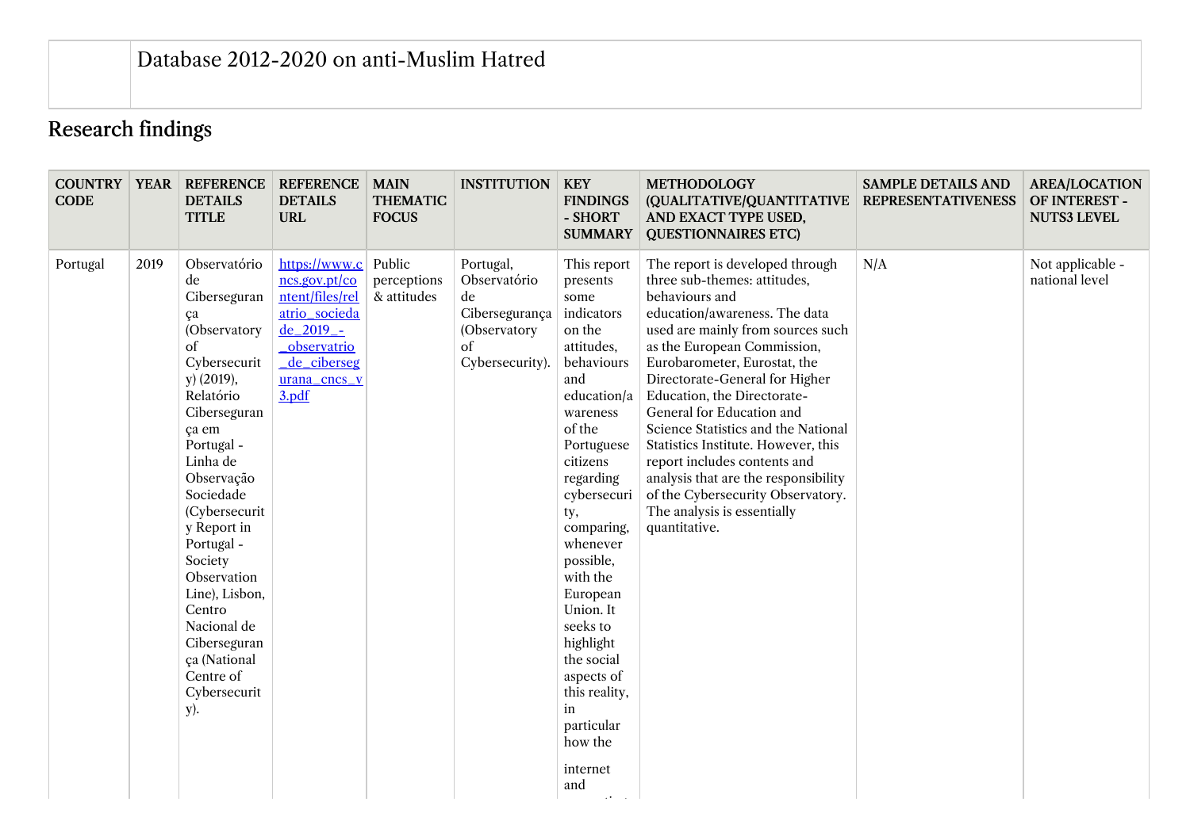# Database 2012-2020 on anti-Muslim Hatred

## Research findings

| COUNTRY CODE | YEAR | REFERENCE DETAILS TITLE | REFERENCE DETAILS URL | MAIN THEMATIC FOCUS | INSTITUTION | KEY FINDINGS - SHORT SUMMARY | METHODOLOGY (QUALITATIVE/QUANTITATIVE AND EXACT TYPE USED, QUESTIONNAIRES ETC) | SAMPLE DETAILS AND REPRESENTATIVENESS | AREA/LOCATION OF INTEREST - NUTS3 LEVEL |
|---|---|---|---|---|---|---|---|---|---|
| Portugal | 2019 | Observatório de Cibersegurança (Observatory of Cybersecurity) (2019), Relatório Cibersegurança em Portugal - Linha de Observação Sociedade (Cybersecurity Report in Portugal - Society Observation Line), Lisbon, Centro Nacional de Cibersegurança (National Centre of Cybersecurity). | https://www.cncs.gov.pt/content/files/relatrio_sociedade_2019_-_observatrio_de_ciberseguranca_cncs_v3.pdf | Public perceptions & attitudes | Portugal, Observatório de Cibersegurança (Observatory of Cybersecurity). | This report presents some indicators on the attitudes, behaviours and education/awareness of the Portuguese citizens regarding cybersecurity, comparing, whenever possible, with the European Union. It seeks to highlight the social aspects of this reality, in particular how the internet and | The report is developed through three sub-themes: attitudes, behaviours and education/awareness. The data used are mainly from sources such as the European Commission, Eurobarometer, Eurostat, the Directorate-General for Higher Education, the Directorate-General for Education and Science Statistics and the National Statistics Institute. However, this report includes contents and analysis that are the responsibility of the Cybersecurity Observatory. The analysis is essentially quantitative. | N/A | Not applicable - national level |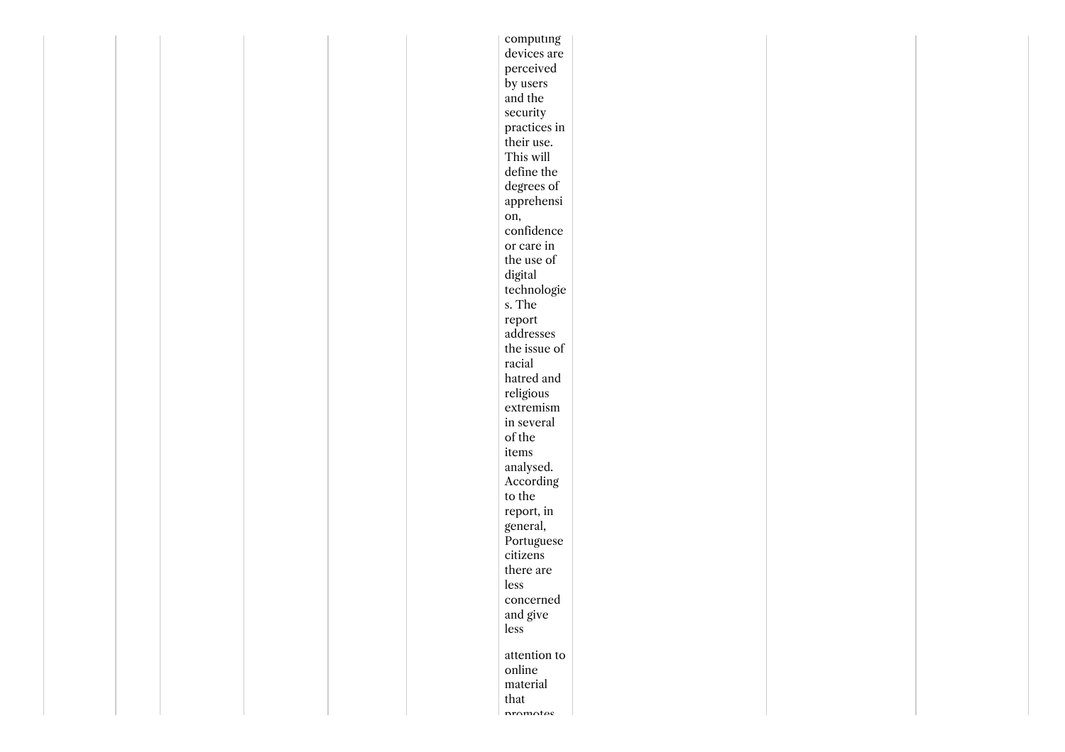| | | | | | | | | | |
|---|---|---|---|---|---|---|---|---|---|
| | | | | | | computing devices are perceived by users and the security practices in their use. This will define the degrees of apprehension, confidence or care in the use of digital technologies. The report addresses the issue of racial hatred and religious extremism in several of the items analysed. According to the report, in general, Portuguese citizens there are less concerned and give less attention to online material that promotes | | | |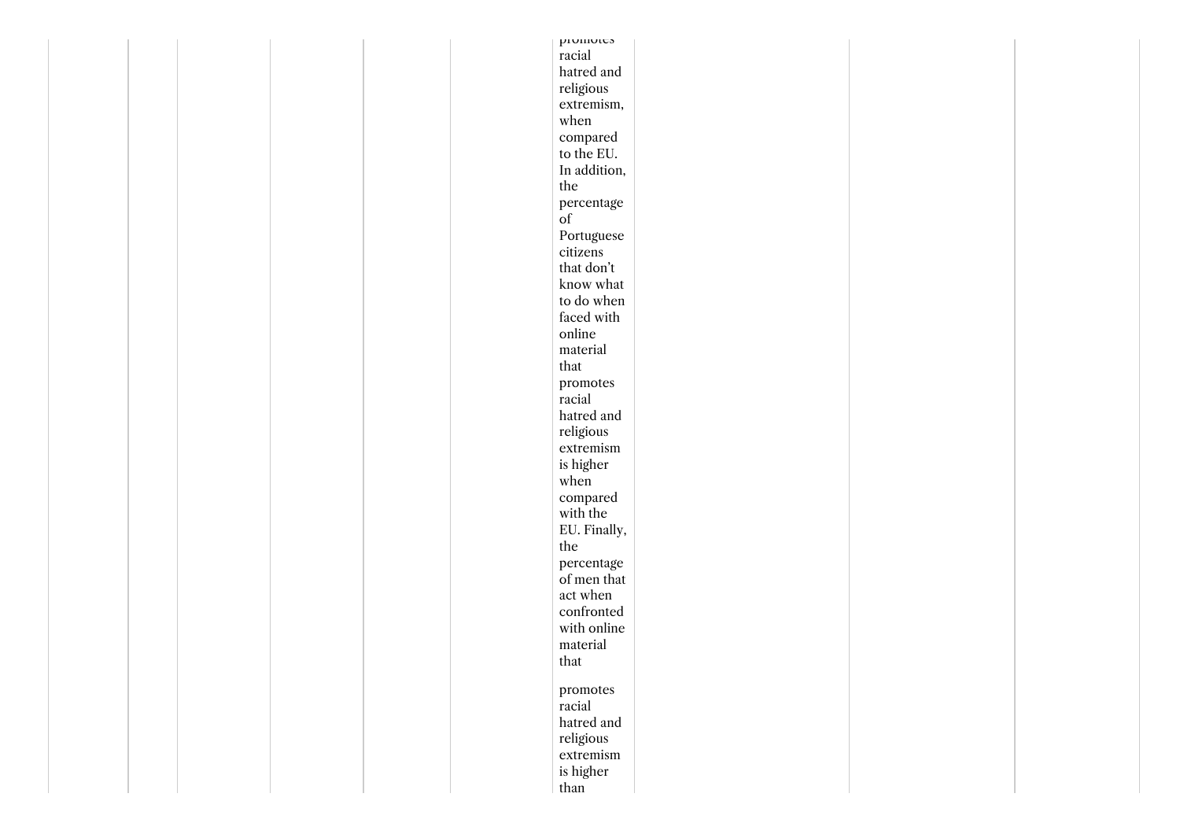| | | | | | | | | | |
|---|---|---|---|---|---|---|---|---|---|
| | | | | | | promotes racial hatred and religious extremism, when compared to the EU. In addition, the percentage of Portuguese citizens that don't know what to do when faced with online material that promotes racial hatred and religious extremism is higher when compared with the EU. Finally, the percentage of men that act when confronted with online material that promotes racial hatred and religious extremism is higher than | | | |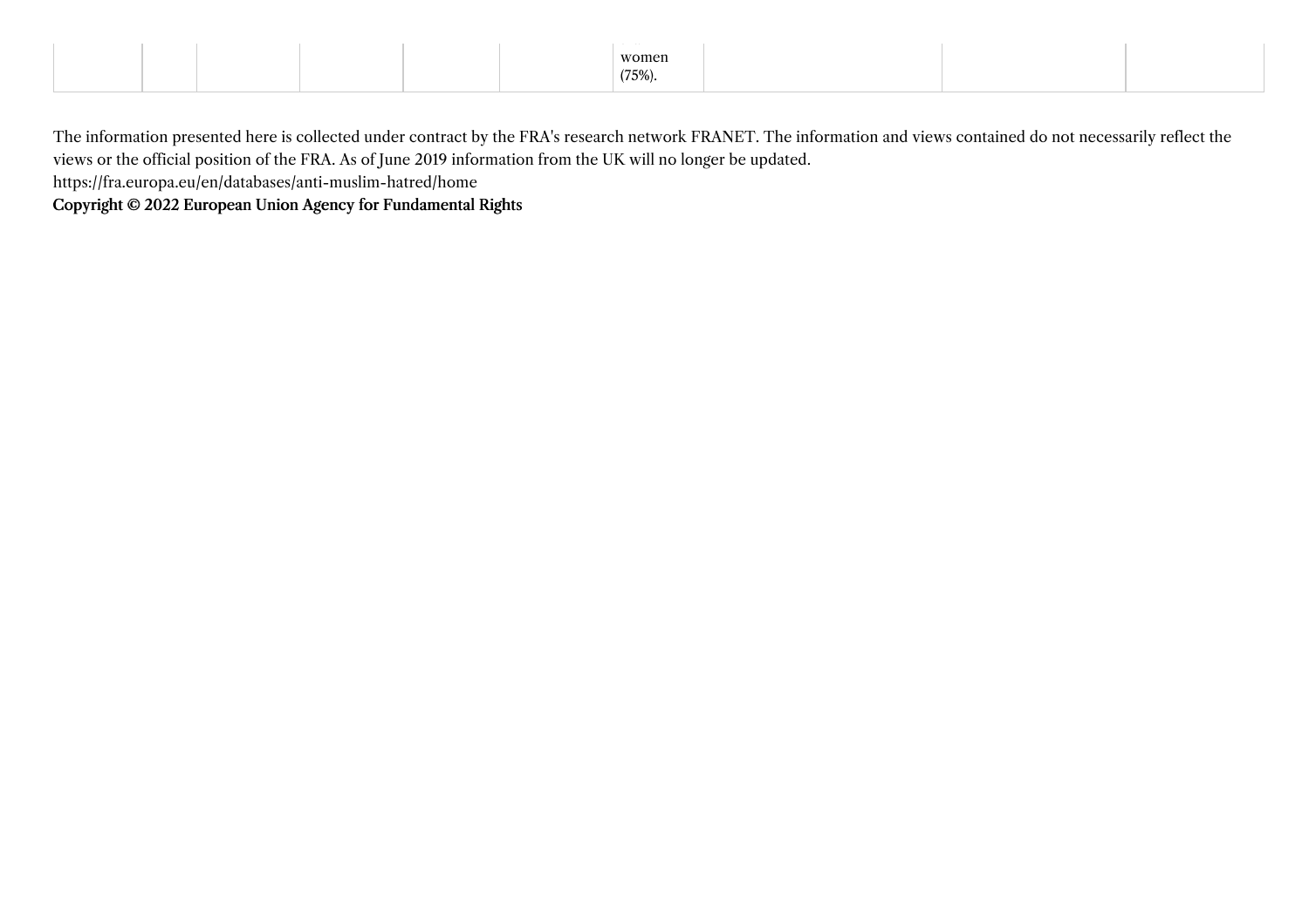| | | | | | | | | | |
|---|---|---|---|---|---|---|---|---|---|
| | | | | | | women (75%). | | | |

The information presented here is collected under contract by the FRA's research network FRANET. The information and views contained do not necessarily reflect the views or the official position of the FRA. As of June 2019 information from the UK will no longer be updated.
https://fra.europa.eu/en/databases/anti-muslim-hatred/home
**Copyright © 2022 European Union Agency for Fundamental Rights**